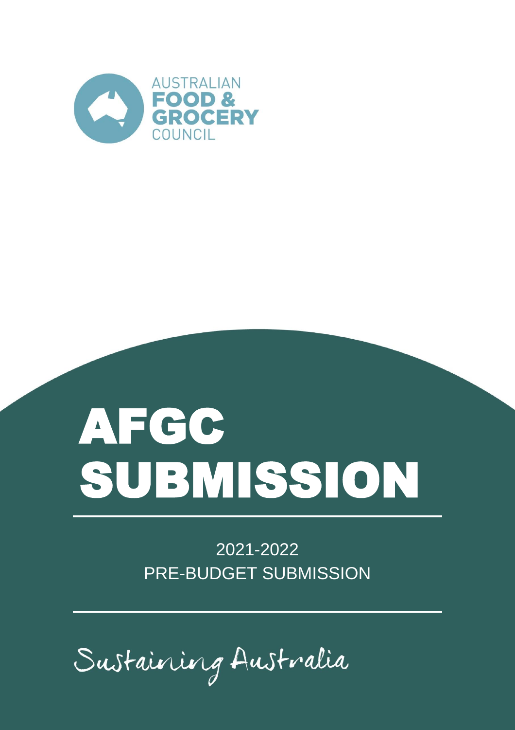AUSTRALIAN FOOD & GROCERY COUNCIL

# AFGC SUBMISSION

2021-2022

PRE-BUDGET SUBMISSION

Sustaining Australia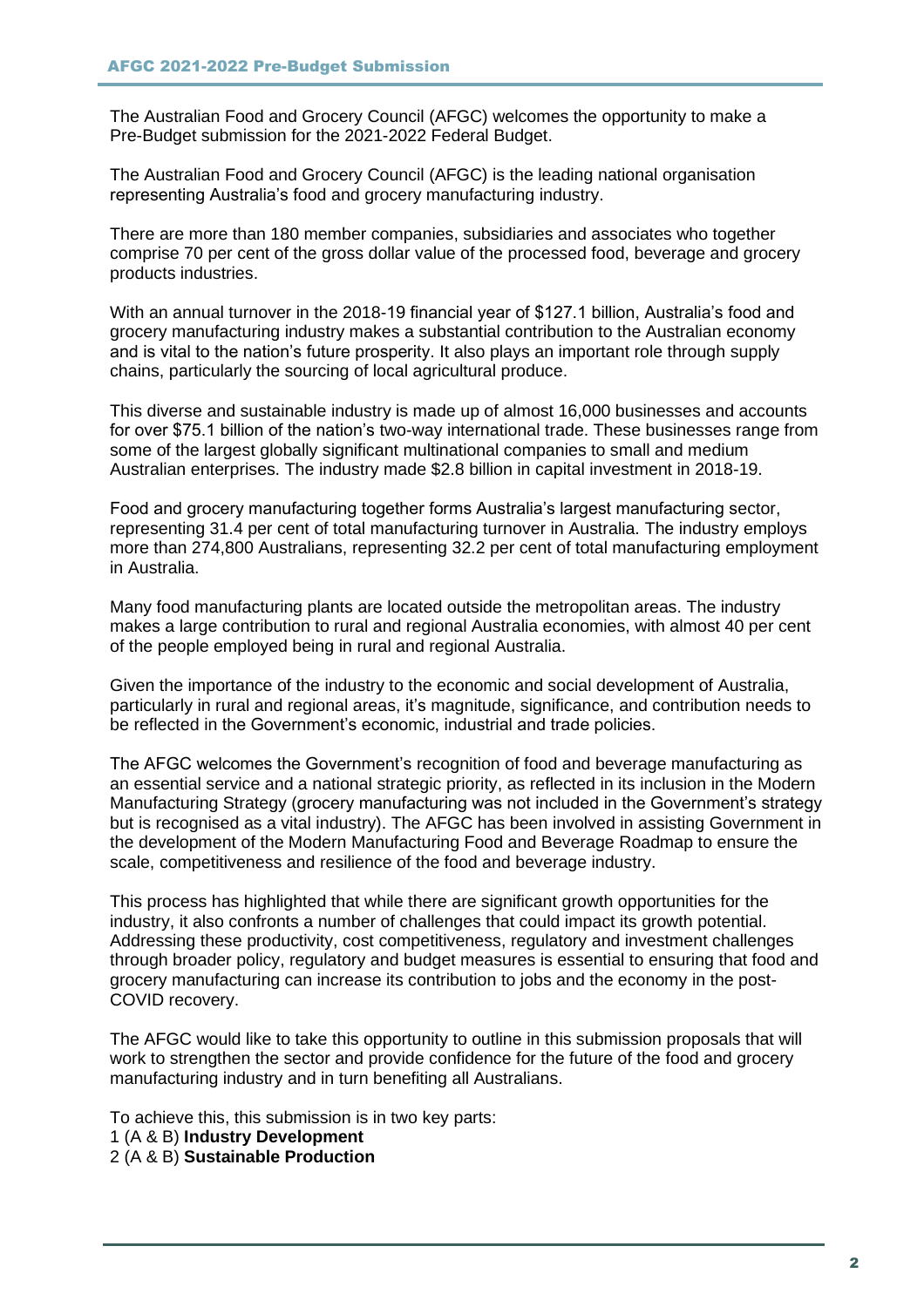The Australian Food and Grocery Council (AFGC) welcomes the opportunity to make a Pre-Budget submission for the 2021-2022 Federal Budget.

The Australian Food and Grocery Council (AFGC) is the leading national organisation representing Australia's food and grocery manufacturing industry.

There are more than 180 member companies, subsidiaries and associates who together comprise 70 per cent of the gross dollar value of the processed food, beverage and grocery products industries.

With an annual turnover in the 2018-19 financial year of $127.1 billion, Australia's food and grocery manufacturing industry makes a substantial contribution to the Australian economy and is vital to the nation's future prosperity. It also plays an important role through supply chains, particularly the sourcing of local agricultural produce.

This diverse and sustainable industry is made up of almost 16,000 businesses and accounts for over $75.1 billion of the nation's two-way international trade. These businesses range from some of the largest globally significant multinational companies to small and medium Australian enterprises. The industry made $2.8 billion in capital investment in 2018-19.

Food and grocery manufacturing together forms Australia's largest manufacturing sector, representing 31.4 per cent of total manufacturing turnover in Australia. The industry employs more than 274,800 Australians, representing 32.2 per cent of total manufacturing employment in Australia.

Many food manufacturing plants are located outside the metropolitan areas. The industry makes a large contribution to rural and regional Australia economies, with almost 40 per cent of the people employed being in rural and regional Australia.

Given the importance of the industry to the economic and social development of Australia, particularly in rural and regional areas, it's magnitude, significance, and contribution needs to be reflected in the Government's economic, industrial and trade policies.

The AFGC welcomes the Government's recognition of food and beverage manufacturing as an essential service and a national strategic priority, as reflected in its inclusion in the Modern Manufacturing Strategy (grocery manufacturing was not included in the Government's strategy but is recognised as a vital industry). The AFGC has been involved in assisting Government in the development of the Modern Manufacturing Food and Beverage Roadmap to ensure the scale, competitiveness and resilience of the food and beverage industry.

This process has highlighted that while there are significant growth opportunities for the industry, it also confronts a number of challenges that could impact its growth potential. Addressing these productivity, cost competitiveness, regulatory and investment challenges through broader policy, regulatory and budget measures is essential to ensuring that food and grocery manufacturing can increase its contribution to jobs and the economy in the post-COVID recovery.

The AFGC would like to take this opportunity to outline in this submission proposals that will work to strengthen the sector and provide confidence for the future of the food and grocery manufacturing industry and in turn benefiting all Australians.

To achieve this, this submission is in two key parts:
1 (A & B) **Industry Development**
2 (A & B) **Sustainable Production**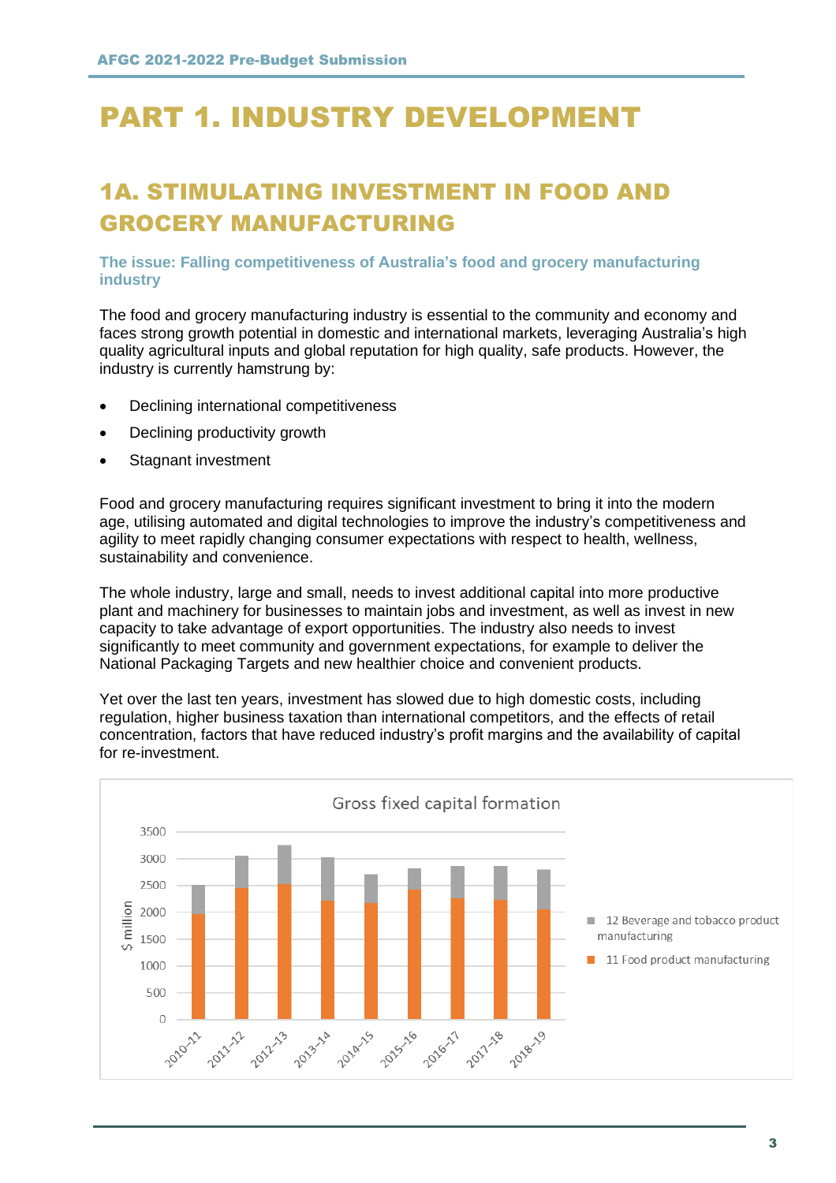# PART 1. INDUSTRY DEVELOPMENT

## 1A. STIMULATING INVESTMENT IN FOOD AND GROCERY MANUFACTURING

### The issue: Falling competitiveness of Australia's food and grocery manufacturing industry

The food and grocery manufacturing industry is essential to the community and economy and faces strong growth potential in domestic and international markets, leveraging Australia's high quality agricultural inputs and global reputation for high quality, safe products. However, the industry is currently hamstrung by:

- Declining international competitiveness
- Declining productivity growth
- Stagnant investment

Food and grocery manufacturing requires significant investment to bring it into the modern age, utilising automated and digital technologies to improve the industry's competitiveness and agility to meet rapidly changing consumer expectations with respect to health, wellness, sustainability and convenience.

The whole industry, large and small, needs to invest additional capital into more productive plant and machinery for businesses to maintain jobs and investment, as well as invest in new capacity to take advantage of export opportunities. The industry also needs to invest significantly to meet community and government expectations, for example to deliver the National Packaging Targets and new healthier choice and convenient products.

Yet over the last ten years, investment has slowed due to high domestic costs, including regulation, higher business taxation than international competitors, and the effects of retail concentration, factors that have reduced industry's profit margins and the availability of capital for re-investment.

Gross fixed capital formation

$ million

- 12 Beverage and tobacco product manufacturing
- 11 Food product manufacturing

2010-11, 2011-12, 2012-13, 2013-14, 2014-15, 2015-16, 2016-17, 2017-18, 2018-19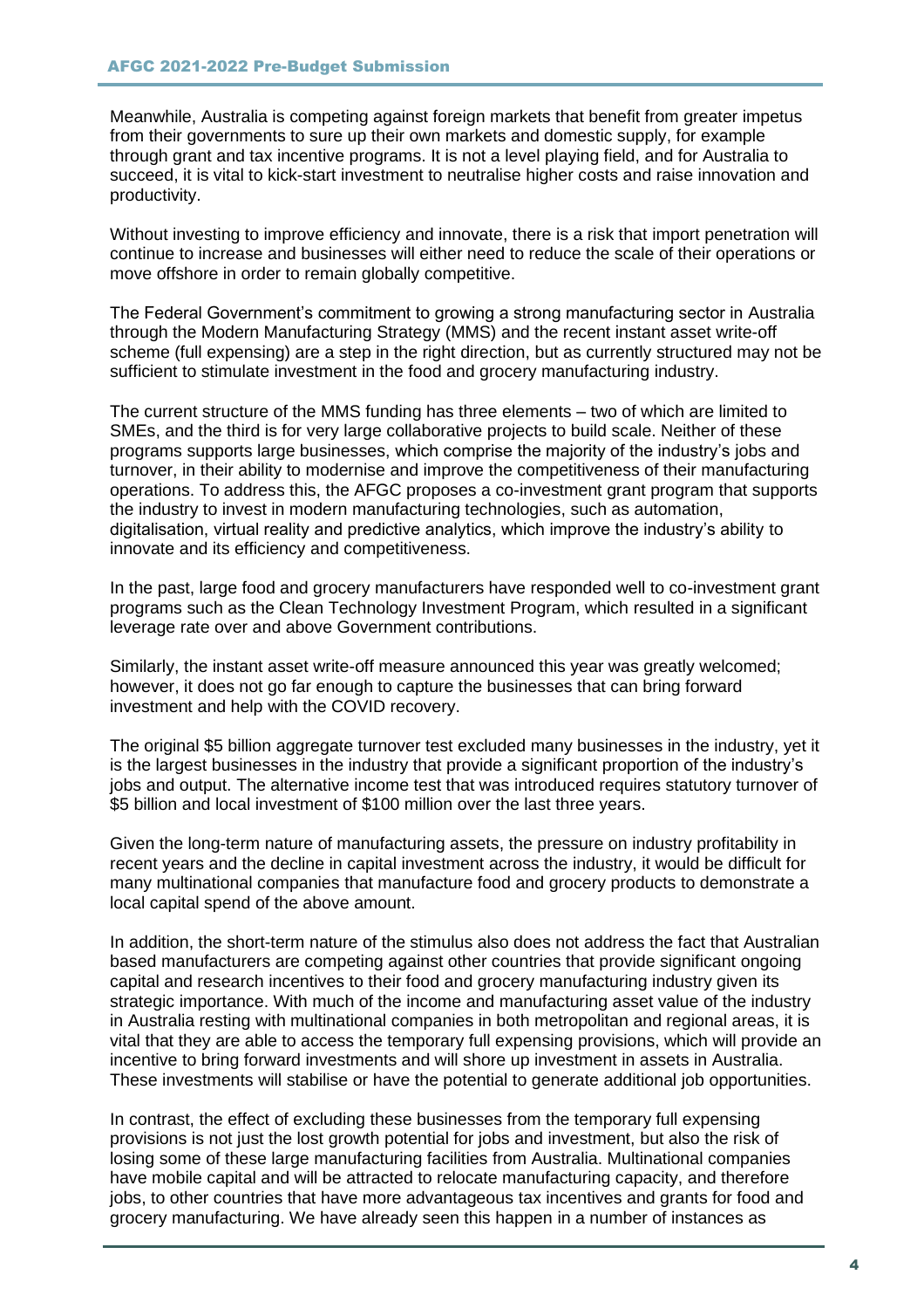Meanwhile, Australia is competing against foreign markets that benefit from greater impetus from their governments to sure up their own markets and domestic supply, for example through grant and tax incentive programs. It is not a level playing field, and for Australia to succeed, it is vital to kick-start investment to neutralise higher costs and raise innovation and productivity.

Without investing to improve efficiency and innovate, there is a risk that import penetration will continue to increase and businesses will either need to reduce the scale of their operations or move offshore in order to remain globally competitive.

The Federal Government's commitment to growing a strong manufacturing sector in Australia through the Modern Manufacturing Strategy (MMS) and the recent instant asset write-off scheme (full expensing) are a step in the right direction, but as currently structured may not be sufficient to stimulate investment in the food and grocery manufacturing industry.

The current structure of the MMS funding has three elements – two of which are limited to SMEs, and the third is for very large collaborative projects to build scale. Neither of these programs supports large businesses, which comprise the majority of the industry's jobs and turnover, in their ability to modernise and improve the competitiveness of their manufacturing operations. To address this, the AFGC proposes a co-investment grant program that supports the industry to invest in modern manufacturing technologies, such as automation, digitalisation, virtual reality and predictive analytics, which improve the industry's ability to innovate and its efficiency and competitiveness.

In the past, large food and grocery manufacturers have responded well to co-investment grant programs such as the Clean Technology Investment Program, which resulted in a significant leverage rate over and above Government contributions.

Similarly, the instant asset write-off measure announced this year was greatly welcomed; however, it does not go far enough to capture the businesses that can bring forward investment and help with the COVID recovery.

The original $5 billion aggregate turnover test excluded many businesses in the industry, yet it is the largest businesses in the industry that provide a significant proportion of the industry's jobs and output. The alternative income test that was introduced requires statutory turnover of $5 billion and local investment of $100 million over the last three years.

Given the long-term nature of manufacturing assets, the pressure on industry profitability in recent years and the decline in capital investment across the industry, it would be difficult for many multinational companies that manufacture food and grocery products to demonstrate a local capital spend of the above amount.

In addition, the short-term nature of the stimulus also does not address the fact that Australian based manufacturers are competing against other countries that provide significant ongoing capital and research incentives to their food and grocery manufacturing industry given its strategic importance. With much of the income and manufacturing asset value of the industry in Australia resting with multinational companies in both metropolitan and regional areas, it is vital that they are able to access the temporary full expensing provisions, which will provide an incentive to bring forward investments and will shore up investment in assets in Australia. These investments will stabilise or have the potential to generate additional job opportunities.

In contrast, the effect of excluding these businesses from the temporary full expensing provisions is not just the lost growth potential for jobs and investment, but also the risk of losing some of these large manufacturing facilities from Australia. Multinational companies have mobile capital and will be attracted to relocate manufacturing capacity, and therefore jobs, to other countries that have more advantageous tax incentives and grants for food and grocery manufacturing. We have already seen this happen in a number of instances as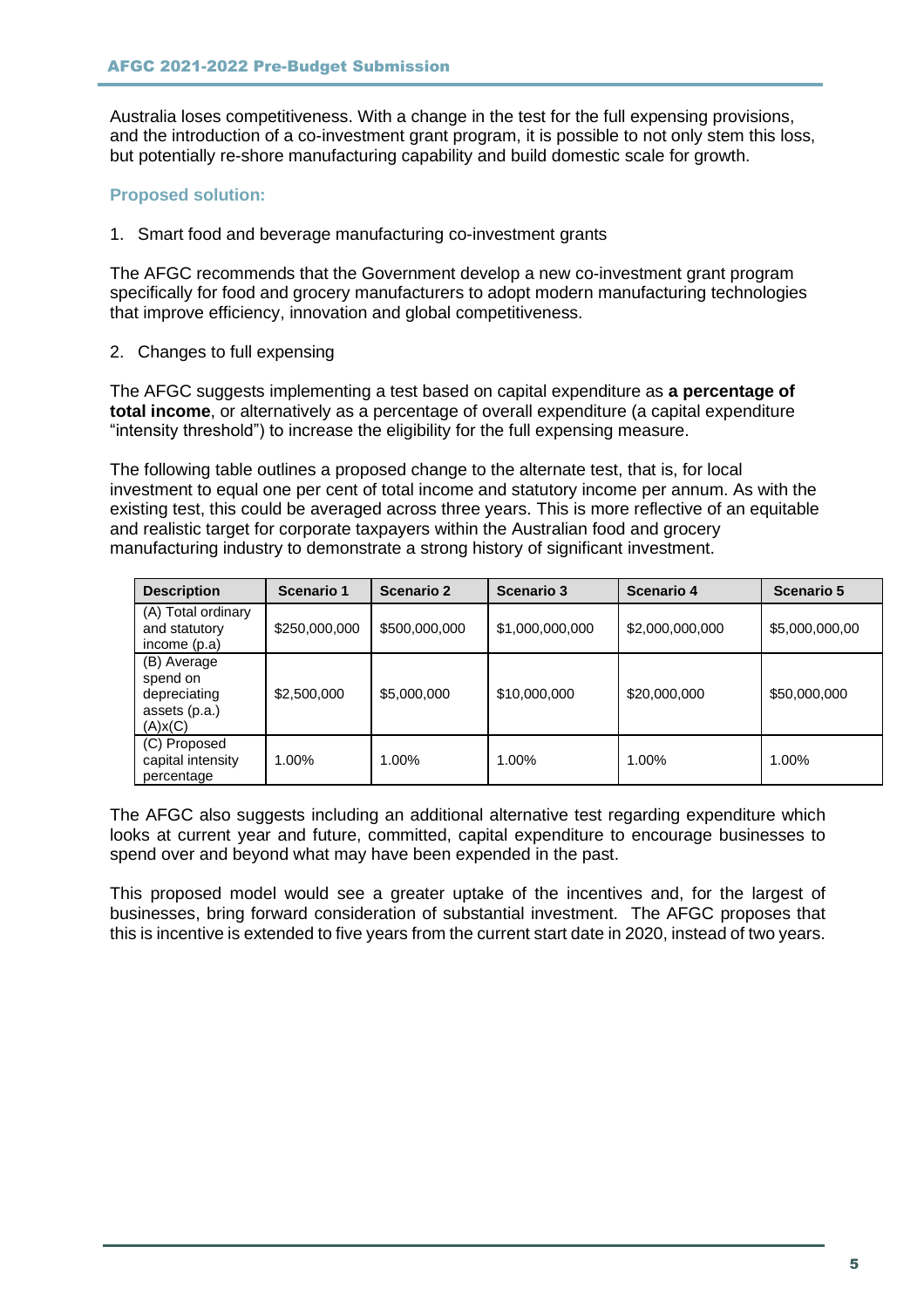Australia loses competitiveness. With a change in the test for the full expensing provisions, and the introduction of a co-investment grant program, it is possible to not only stem this loss, but potentially re-shore manufacturing capability and build domestic scale for growth.

### Proposed solution:

1. Smart food and beverage manufacturing co-investment grants

The AFGC recommends that the Government develop a new co-investment grant program specifically for food and grocery manufacturers to adopt modern manufacturing technologies that improve efficiency, innovation and global competitiveness.

2. Changes to full expensing

The AFGC suggests implementing a test based on capital expenditure as **a percentage of total income**, or alternatively as a percentage of overall expenditure (a capital expenditure "intensity threshold") to increase the eligibility for the full expensing measure.

The following table outlines a proposed change to the alternate test, that is, for local investment to equal one per cent of total income and statutory income per annum. As with the existing test, this could be averaged across three years. This is more reflective of an equitable and realistic target for corporate taxpayers within the Australian food and grocery manufacturing industry to demonstrate a strong history of significant investment.

| Description | Scenario 1 | Scenario 2 | Scenario 3 | Scenario 4 | Scenario 5 |
|---|---|---|---|---|---|
| (A) Total ordinary and statutory income (p.a) | \$250,000,000 | \$500,000,000 | \$1,000,000,000 | \$2,000,000,000 | \$5,000,000,00 |
| (B) Average spend on depreciating assets (p.a.) (A)x(C) | \$2,500,000 | \$5,000,000 | \$10,000,000 | \$20,000,000 | \$50,000,000 |
| (C) Proposed capital intensity percentage | 1.00% | 1.00% | 1.00% | 1.00% | 1.00% |

The AFGC also suggests including an additional alternative test regarding expenditure which looks at current year and future, committed, capital expenditure to encourage businesses to spend over and beyond what may have been expended in the past.

This proposed model would see a greater uptake of the incentives and, for the largest of businesses, bring forward consideration of substantial investment. The AFGC proposes that this is incentive is extended to five years from the current start date in 2020, instead of two years.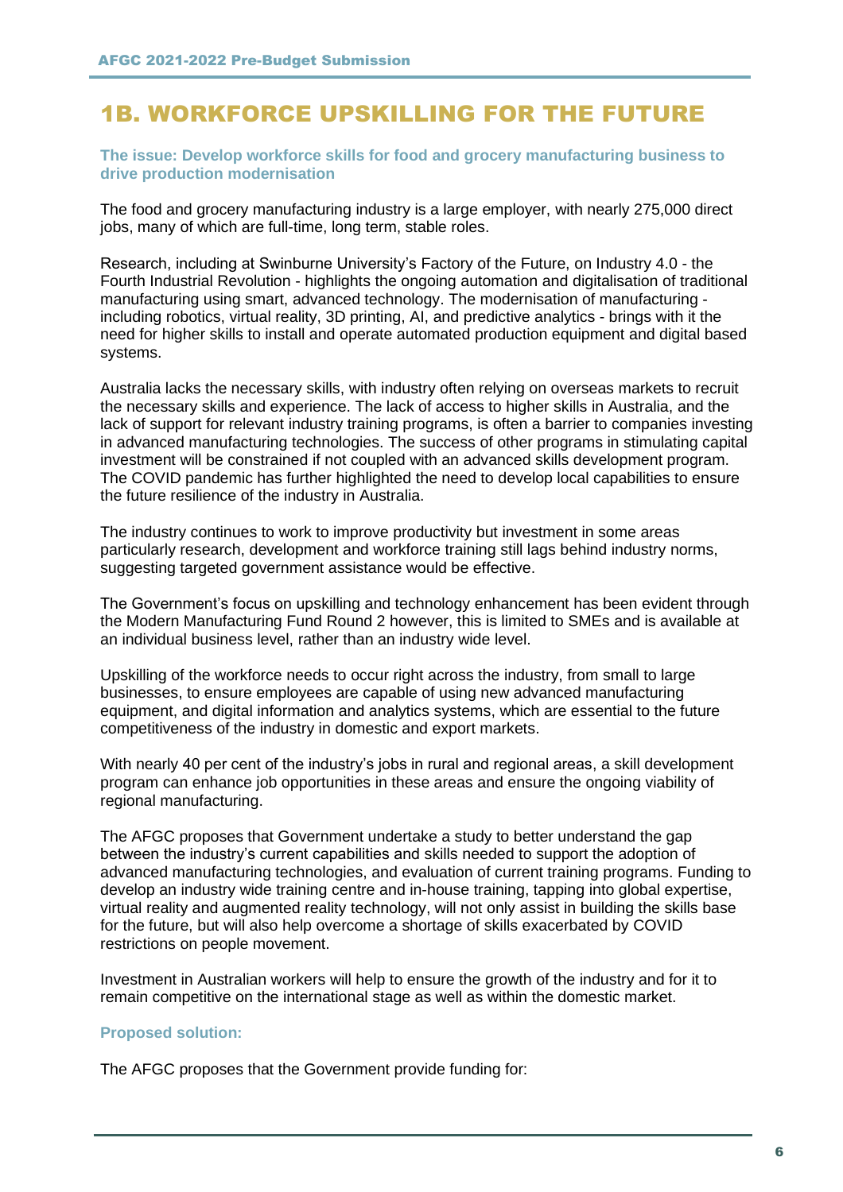# 1B. WORKFORCE UPSKILLING FOR THE FUTURE

**The issue: Develop workforce skills for food and grocery manufacturing business to drive production modernisation**

The food and grocery manufacturing industry is a large employer, with nearly 275,000 direct jobs, many of which are full-time, long term, stable roles.

Research, including at Swinburne University's Factory of the Future, on Industry 4.0 - the Fourth Industrial Revolution - highlights the ongoing automation and digitalisation of traditional manufacturing using smart, advanced technology. The modernisation of manufacturing - including robotics, virtual reality, 3D printing, AI, and predictive analytics - brings with it the need for higher skills to install and operate automated production equipment and digital based systems.

Australia lacks the necessary skills, with industry often relying on overseas markets to recruit the necessary skills and experience. The lack of access to higher skills in Australia, and the lack of support for relevant industry training programs, is often a barrier to companies investing in advanced manufacturing technologies. The success of other programs in stimulating capital investment will be constrained if not coupled with an advanced skills development program. The COVID pandemic has further highlighted the need to develop local capabilities to ensure the future resilience of the industry in Australia.

The industry continues to work to improve productivity but investment in some areas particularly research, development and workforce training still lags behind industry norms, suggesting targeted government assistance would be effective.

The Government's focus on upskilling and technology enhancement has been evident through the Modern Manufacturing Fund Round 2 however, this is limited to SMEs and is available at an individual business level, rather than an industry wide level.

Upskilling of the workforce needs to occur right across the industry, from small to large businesses, to ensure employees are capable of using new advanced manufacturing equipment, and digital information and analytics systems, which are essential to the future competitiveness of the industry in domestic and export markets.

With nearly 40 per cent of the industry's jobs in rural and regional areas, a skill development program can enhance job opportunities in these areas and ensure the ongoing viability of regional manufacturing.

The AFGC proposes that Government undertake a study to better understand the gap between the industry's current capabilities and skills needed to support the adoption of advanced manufacturing technologies, and evaluation of current training programs. Funding to develop an industry wide training centre and in-house training, tapping into global expertise, virtual reality and augmented reality technology, will not only assist in building the skills base for the future, but will also help overcome a shortage of skills exacerbated by COVID restrictions on people movement.

Investment in Australian workers will help to ensure the growth of the industry and for it to remain competitive on the international stage as well as within the domestic market.

**Proposed solution:**

The AFGC proposes that the Government provide funding for: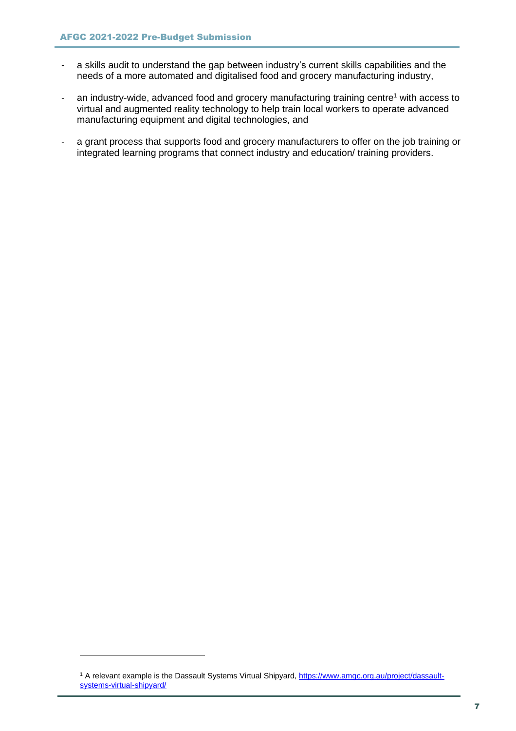- a skills audit to understand the gap between industry's current skills capabilities and the needs of a more automated and digitalised food and grocery manufacturing industry,
- an industry-wide, advanced food and grocery manufacturing training centre[1] with access to virtual and augmented reality technology to help train local workers to operate advanced manufacturing equipment and digital technologies, and
- a grant process that supports food and grocery manufacturers to offer on the job training or integrated learning programs that connect industry and education/ training providers.

[1] A relevant example is the Dassault Systems Virtual Shipyard, https://www.amgc.org.au/project/dassault-systems-virtual-shipyard/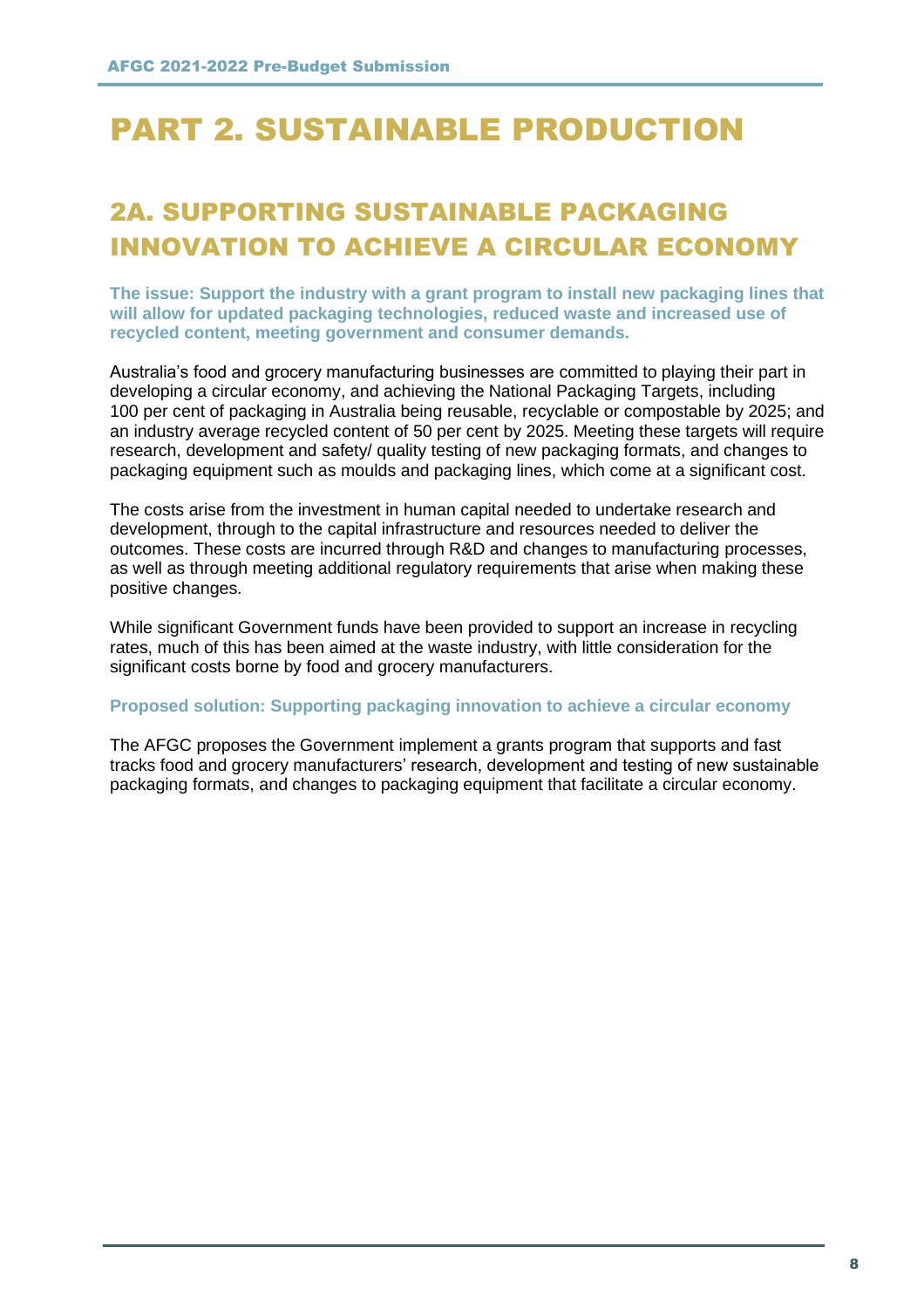# PART 2. SUSTAINABLE PRODUCTION

## 2A. SUPPORTING SUSTAINABLE PACKAGING INNOVATION TO ACHIEVE A CIRCULAR ECONOMY

**The issue: Support the industry with a grant program to install new packaging lines that will allow for updated packaging technologies, reduced waste and increased use of recycled content, meeting government and consumer demands.**

Australia's food and grocery manufacturing businesses are committed to playing their part in developing a circular economy, and achieving the National Packaging Targets, including 100 per cent of packaging in Australia being reusable, recyclable or compostable by 2025; and an industry average recycled content of 50 per cent by 2025. Meeting these targets will require research, development and safety/ quality testing of new packaging formats, and changes to packaging equipment such as moulds and packaging lines, which come at a significant cost.

The costs arise from the investment in human capital needed to undertake research and development, through to the capital infrastructure and resources needed to deliver the outcomes. These costs are incurred through R&D and changes to manufacturing processes, as well as through meeting additional regulatory requirements that arise when making these positive changes.

While significant Government funds have been provided to support an increase in recycling rates, much of this has been aimed at the waste industry, with little consideration for the significant costs borne by food and grocery manufacturers.

**Proposed solution: Supporting packaging innovation to achieve a circular economy**

The AFGC proposes the Government implement a grants program that supports and fast tracks food and grocery manufacturers' research, development and testing of new sustainable packaging formats, and changes to packaging equipment that facilitate a circular economy.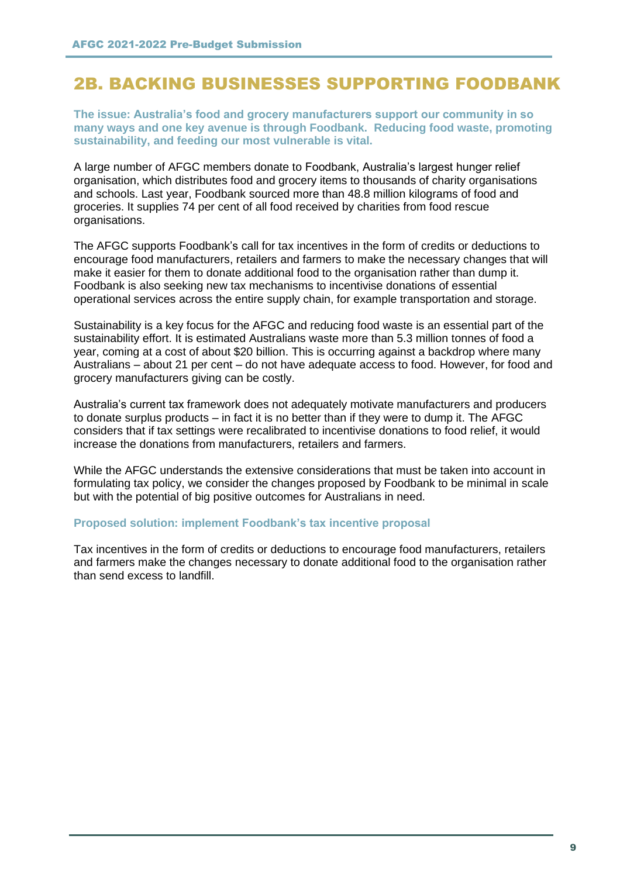## 2B. BACKING BUSINESSES SUPPORTING FOODBANK

**The issue: Australia's food and grocery manufacturers support our community in so many ways and one key avenue is through Foodbank. Reducing food waste, promoting sustainability, and feeding our most vulnerable is vital.**

A large number of AFGC members donate to Foodbank, Australia's largest hunger relief organisation, which distributes food and grocery items to thousands of charity organisations and schools. Last year, Foodbank sourced more than 48.8 million kilograms of food and groceries. It supplies 74 per cent of all food received by charities from food rescue organisations.

The AFGC supports Foodbank's call for tax incentives in the form of credits or deductions to encourage food manufacturers, retailers and farmers to make the necessary changes that will make it easier for them to donate additional food to the organisation rather than dump it. Foodbank is also seeking new tax mechanisms to incentivise donations of essential operational services across the entire supply chain, for example transportation and storage.

Sustainability is a key focus for the AFGC and reducing food waste is an essential part of the sustainability effort. It is estimated Australians waste more than 5.3 million tonnes of food a year, coming at a cost of about $20 billion. This is occurring against a backdrop where many Australians – about 21 per cent – do not have adequate access to food. However, for food and grocery manufacturers giving can be costly.

Australia's current tax framework does not adequately motivate manufacturers and producers to donate surplus products – in fact it is no better than if they were to dump it. The AFGC considers that if tax settings were recalibrated to incentivise donations to food relief, it would increase the donations from manufacturers, retailers and farmers.

While the AFGC understands the extensive considerations that must be taken into account in formulating tax policy, we consider the changes proposed by Foodbank to be minimal in scale but with the potential of big positive outcomes for Australians in need.

**Proposed solution: implement Foodbank's tax incentive proposal**

Tax incentives in the form of credits or deductions to encourage food manufacturers, retailers and farmers make the changes necessary to donate additional food to the organisation rather than send excess to landfill.